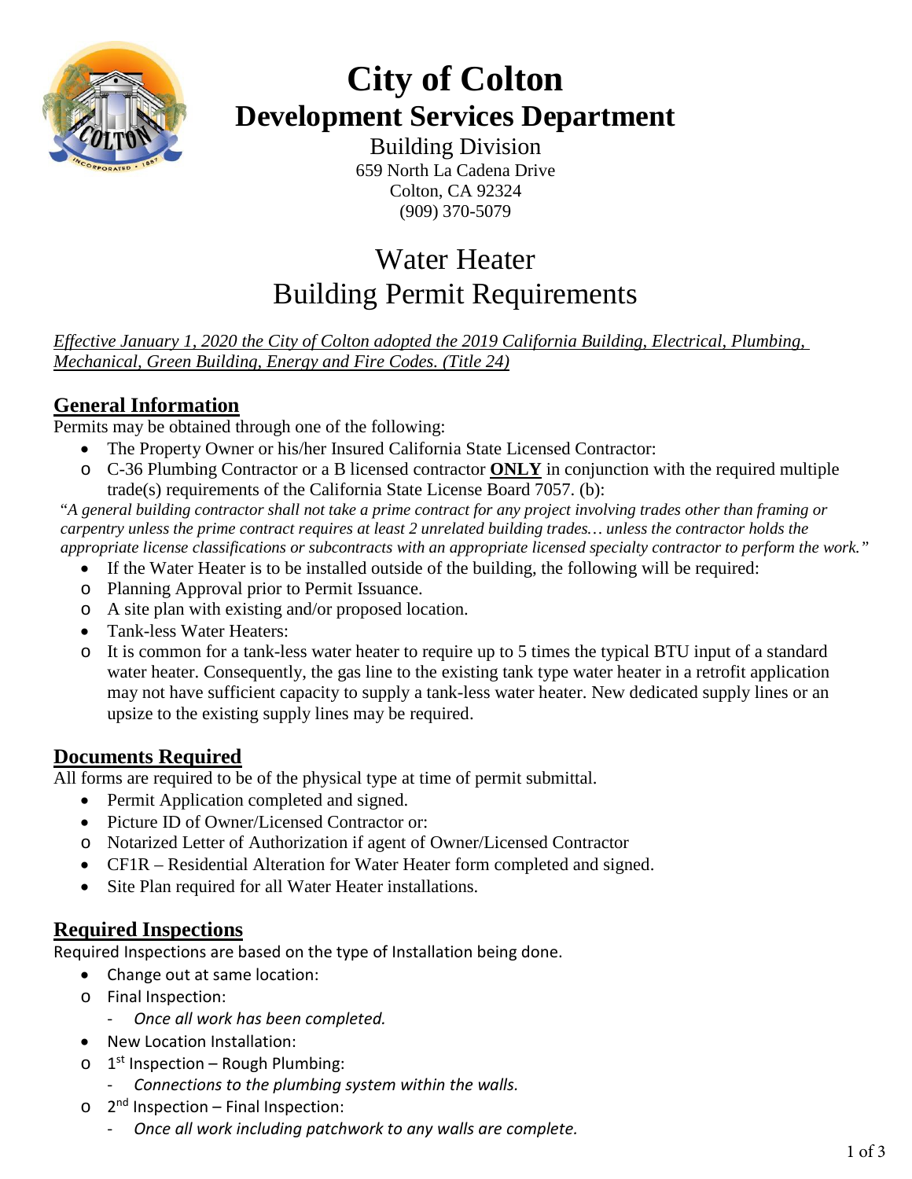# City of Colton
## Development Services Department

Building Division
659 North La Cadena Drive
Colton, CA 92324
(909) 370-5079

# Water Heater
# Building Permit Requirements

*Effective January 1, 2020 the City of Colton adopted the 2019 California Building, Electrical, Plumbing, Mechanical, Green Building, Energy and Fire Codes. (Title 24)*

## General Information

Permits may be obtained through one of the following:

- The Property Owner or his/her Insured California State Licensed Contractor:
  - C-36 Plumbing Contractor or a B licensed contractor **ONLY** in conjunction with the required multiple trade(s) requirements of the California State License Board 7057. (b):

"*A general building contractor shall not take a prime contract for any project involving trades other than framing or carpentry unless the prime contract requires at least 2 unrelated building trades… unless the contractor holds the appropriate license classifications or subcontracts with an appropriate licensed specialty contractor to perform the work."*

- If the Water Heater is to be installed outside of the building, the following will be required:
  - Planning Approval prior to Permit Issuance.
  - A site plan with existing and/or proposed location.
- Tank-less Water Heaters:
  - It is common for a tank-less water heater to require up to 5 times the typical BTU input of a standard water heater. Consequently, the gas line to the existing tank type water heater in a retrofit application may not have sufficient capacity to supply a tank-less water heater. New dedicated supply lines or an upsize to the existing supply lines may be required.

## Documents Required

All forms are required to be of the physical type at time of permit submittal.

- Permit Application completed and signed.
- Picture ID of Owner/Licensed Contractor or:
  - Notarized Letter of Authorization if agent of Owner/Licensed Contractor
- CF1R – Residential Alteration for Water Heater form completed and signed.
- Site Plan required for all Water Heater installations.

## Required Inspections

Required Inspections are based on the type of Installation being done.

- Change out at same location:
  - Final Inspection:
    - *Once all work has been completed.*
- New Location Installation:
  - 1st Inspection – Rough Plumbing:
    - *Connections to the plumbing system within the walls.*
  - 2nd Inspection – Final Inspection:
    - *Once all work including patchwork to any walls are complete.*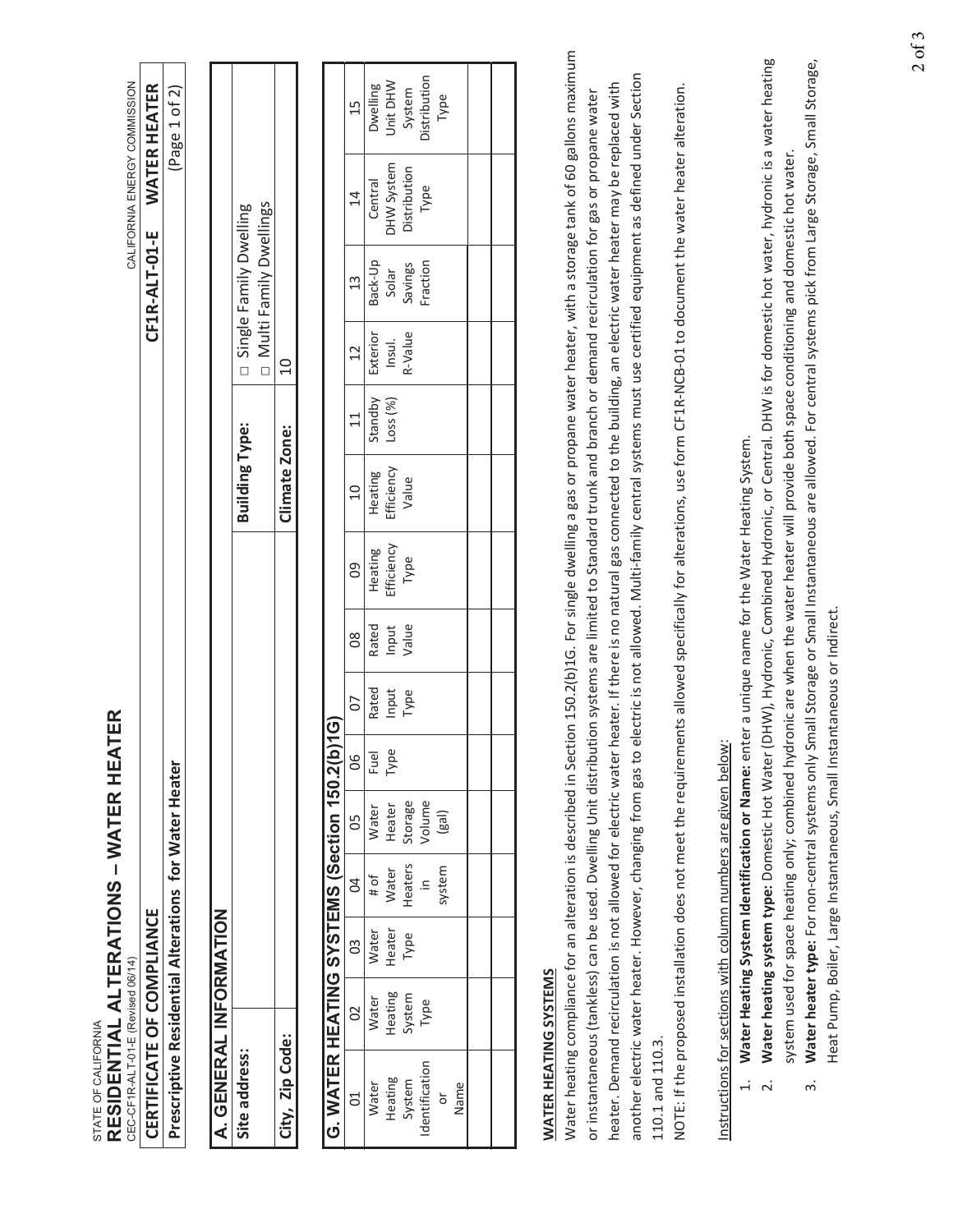STATE OF CALIFORNIA

# RESIDENTIAL ALTERATIONS – WATER HEATER

CEC-CF1R-ALT-01-E (Revised 06/14)

CALIFORNIA ENERGY COMMISSION

| CERTIFICATE OF COMPLIANCE | CF1R-ALT-01-E WATER HEATER |
|---|---|
| Prescriptive Residential Alterations for Water Heater | (Page 1 of 2) |

## A. GENERAL INFORMATION

| Site address: | | Building Type: | □ Single Family Dwelling □ Multi Family Dwellings |
|---|---|---|---|
| City, Zip Code: | | Climate Zone: | 10 |

## G. WATER HEATING SYSTEMS (Section 150.2(b)1G)

| 01 | 02 | 03 | 04 | 05 | 06 | 07 | 08 | 09 | 10 | 11 | 12 | 13 | 14 | 15 |
|---|---|---|---|---|---|---|---|---|---|---|---|---|---|---|
| Water Heating System Identification or Name | Water Heating System Type | Water Heater Type | # of Water Heaters in system | Water Heater Storage Volume (gal) | Fuel Type | Rated Input Type | Rated Input Value | Heating Efficiency Type | Heating Efficiency Value | Standby Loss (%) | Exterior Insul. R-Value | Back-Up Solar Savings Fraction | Central DHW System Distribution Type | Dwelling Unit DHW System Distribution Type |
| | | | | | | | | | | | | | | |
| | | | | | | | | | | | | | | |

**WATER HEATING SYSTEMS**

Water heating compliance for an alteration is described in Section 150.2(b)1G. For single dwelling a gas or propane water heater, with a storage tank of 60 gallons maximum or instantaneous (tankless) can be used. Dwelling Unit distribution systems are limited to Standard trunk and branch or demand recirculation for gas or propane water heater. Demand recirculation is not allowed for electric water heater. If there is no natural gas connected to the building, an electric water heater may be replaced with another electric water heater. However, changing from gas to electric is not allowed. Multi-family central systems must use certified equipment as defined under Section 110.1 and 110.3.

NOTE: If the proposed installation does not meet the requirements allowed specifically for alterations, use form CF1R-NCB-01 to document the water heater alteration.

Instructions for sections with column numbers are given below:

1. **Water Heating System Identification or Name:** enter a unique name for the Water Heating System.
2. **Water heating system type:** Domestic Hot Water (DHW), Hydronic, Combined Hydronic, or Central. DHW is for domestic hot water, hydronic is a water heating system used for space heating only; combined hydronic are when the water heater will provide both space conditioning and domestic hot water.
3. **Water heater type:** For non-central systems only Small Storage or Small Instantaneous are allowed. For central systems pick from Large Storage, Small Storage, Heat Pump, Boiler, Large Instantaneous, Small Instantaneous or Indirect.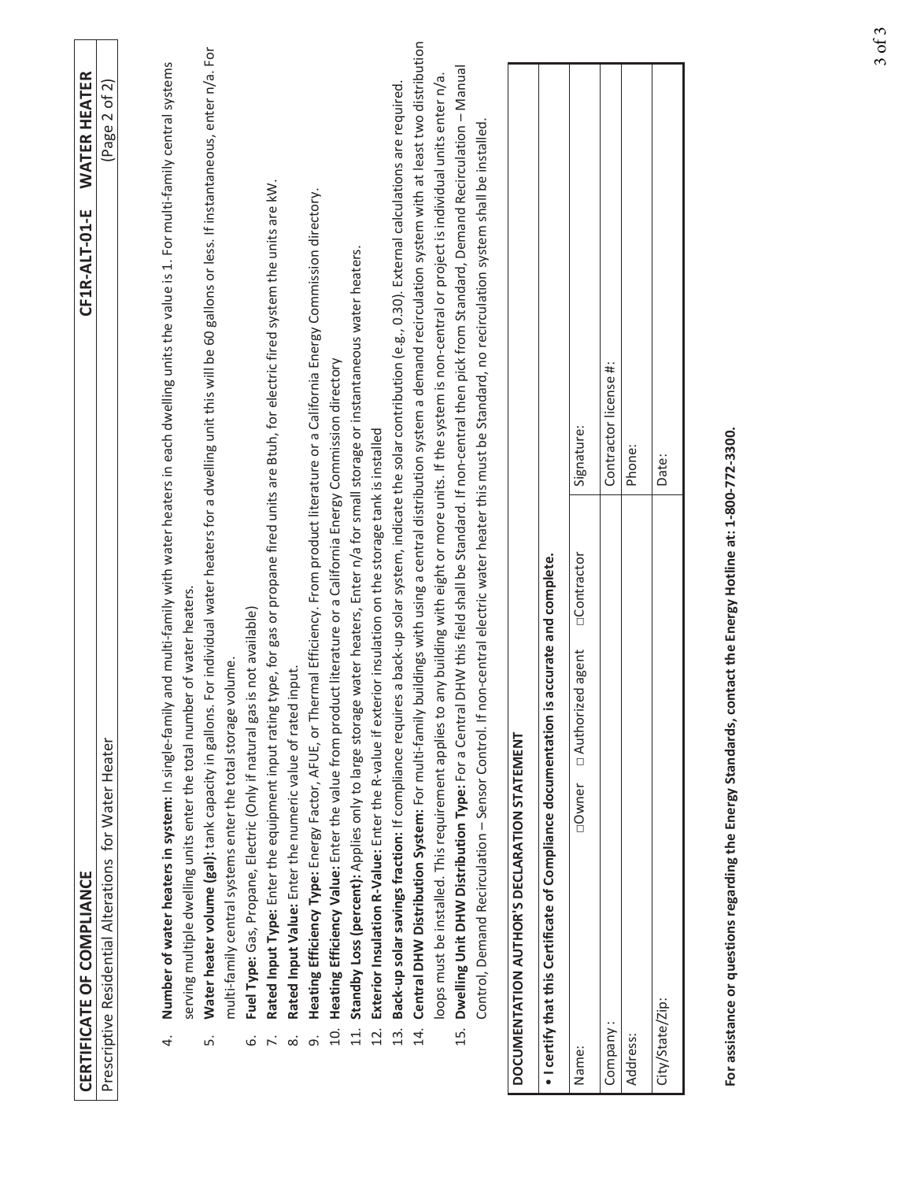| CERTIFICATE OF COMPLIANCE | CF1R-ALT-01-E WATER HEATER |
|---|---|
| Prescriptive Residential Alterations for Water Heater | (Page 2 of 2) |

4. **Number of water heaters in system:** In single-family and multi-family with water heaters in each dwelling units the value is 1. For multi-family central systems serving multiple dwelling units enter the total number of water heaters.
5. **Water heater volume (gal):** tank capacity in gallons. For individual water heaters for a dwelling unit this will be 60 gallons or less. If instantaneous, enter n/a. For multi-family central systems enter the total storage volume.
6. **Fuel Type:** Gas, Propane, Electric (Only if natural gas is not available)
7. **Rated Input Type:** Enter the equipment input rating type, for gas or propane fired units are Btuh, for electric fired system the units are kW.
8. **Rated Input Value:** Enter the numeric value of rated input.
9. **Heating Efficiency Type:** Energy Factor, AFUE, or Thermal Efficiency. From product literature or a California Energy Commission directory.
10. **Heating Efficiency Value:** Enter the value from product literature or a California Energy Commission directory
11. **Standby Loss (percent):** Applies only to large storage water heaters, Enter n/a for small storage or instantaneous water heaters.
12. **Exterior Insulation R-Value:** Enter the R-value if exterior insulation on the storage tank is installed
13. **Back-up solar savings fraction:** If compliance requires a back-up solar system, indicate the solar contribution (e.g., 0.30). External calculations are required.
14. **Central DHW Distribution System:** For multi-family buildings with using a central distribution system a demand recirculation system with at least two distribution loops must be installed. This requirement applies to any building with eight or more units. If the system is non-central or project is individual units enter n/a.
15. **Dwelling Unit DHW Distribution Type:** For a Central DHW this field shall be Standard. If non-central then pick from Standard, Demand Recirculation – Manual Control, Demand Recirculation – Sensor Control. If non-central electric water heater this must be Standard, no recirculation system shall be installed.

| DOCUMENTATION AUTHOR'S DECLARATION STATEMENT | |
|---|---|
| • **I certify that this Certificate of Compliance documentation is accurate and complete.** | |
| Name: □Owner □ Authorized agent □Contractor | Signature: |
| Company : | Contractor license #: |
| Address: | Phone: |
| City/State/Zip: | Date: |

**For assistance or questions regarding the Energy Standards, contact the Energy Hotline at: 1-800-772-3300.**